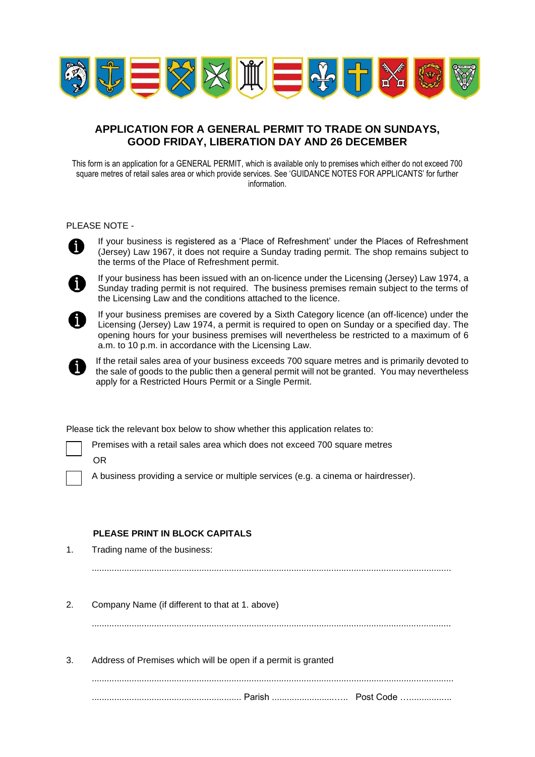## APPLICATION FOR A GENERAL PERMIT TO TRADE ON SUNDAYS, GOOD FRIDAY, LIBERATION DAY AND 26 DECEMBER

This form is an application for a GENERAL PERMIT, which is available only to premises which either do not exceed 700 square metres of retail sales area or which provide services. See 'GUIDANCE NOTES FOR APPLICANTS' for further information.

PLEASE NOTE -

- If your business is registered as a 'Place of Refreshment' under the Places of Refreshment (Jersey) Law 1967, it does not require a Sunday trading permit. The shop remains subject to the terms of the Place of Refreshment permit.
- If your business has been issued with an on-licence under the Licensing (Jersey) Law 1974, a Sunday trading permit is not required. The business premises remain subject to the terms of the Licensing Law and the conditions attached to the licence.
- If your business premises are covered by a Sixth Category licence (an off-licence) under the Licensing (Jersey) Law 1974, a permit is required to open on Sunday or a specified day. The opening hours for your business premises will nevertheless be restricted to a maximum of 6 a.m. to 10 p.m. in accordance with the Licensing Law.
- If the retail sales area of your business exceeds 700 square metres and is primarily devoted to the sale of goods to the public then a general permit will not be granted. You may nevertheless apply for a Restricted Hours Permit or a Single Permit.

Please tick the relevant box below to show whether this application relates to:

☐ Premises with a retail sales area which does not exceed 700 square metres

OR

☐ A business providing a service or multiple services (e.g. a cinema or hairdresser).

**PLEASE PRINT IN BLOCK CAPITALS**

1. Trading name of the business:

 ...............................................................................................................................................

2. Company Name (if different to that at 1. above)

 ...............................................................................................................................................

3. Address of Premises which will be open if a permit is granted

 ...............................................................................................................................................

 ........................................................... Parish ............................….. Post Code …..................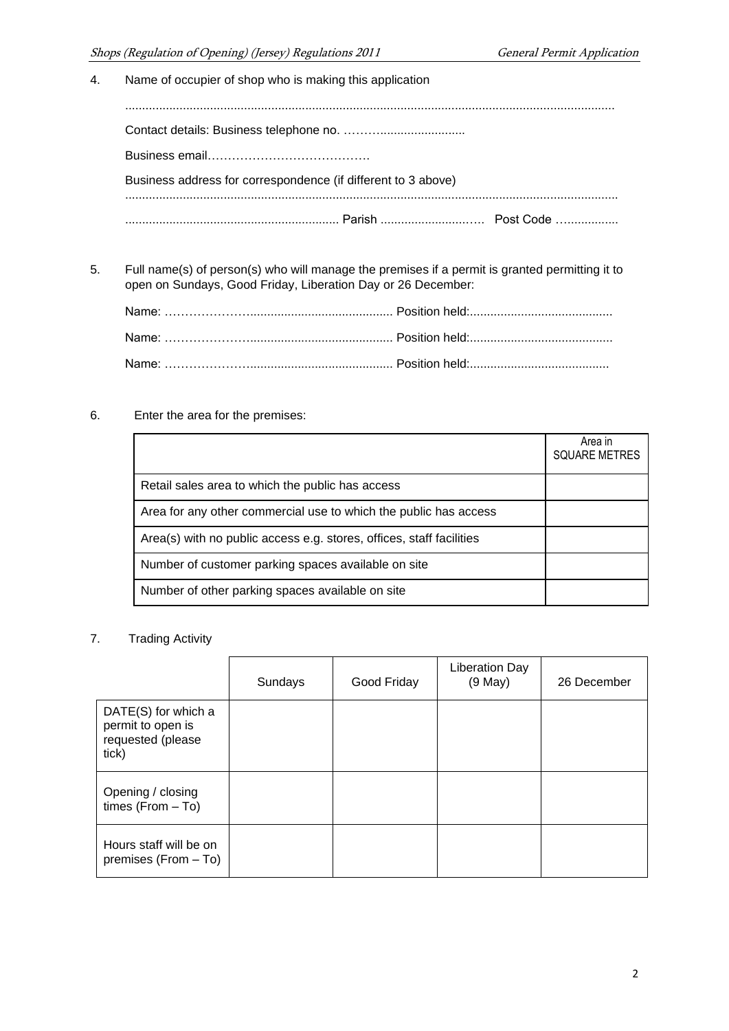4. Name of occupier of shop who is making this application

   ..............................................................................................................................................

   Contact details: Business telephone no. ……….........................

   Business email………………………………….

   Business address for correspondence (if different to 3 above)

   ..............................................................................................................................................

   .............................................................. Parish ...........................…. Post Code …..............

5. Full name(s) of person(s) who will manage the premises if a permit is granted permitting it to open on Sundays, Good Friday, Liberation Day or 26 December:

   Name: …………………......................................... Position held:..........................................

   Name: …………………......................................... Position held:..........................................

   Name: …………………......................................... Position held:.........................................

6. Enter the area for the premises:

| | Area in SQUARE METRES |
|---|---|
| Retail sales area to which the public has access | |
| Area for any other commercial use to which the public has access | |
| Area(s) with no public access e.g. stores, offices, staff facilities | |
| Number of customer parking spaces available on site | |
| Number of other parking spaces available on site | |

7. Trading Activity

| | Sundays | Good Friday | Liberation Day (9 May) | 26 December |
|---|---|---|---|---|
| DATE(S) for which a permit to open is requested (please tick) | | | | |
| Opening / closing times (From – To) | | | | |
| Hours staff will be on premises (From – To) | | | | |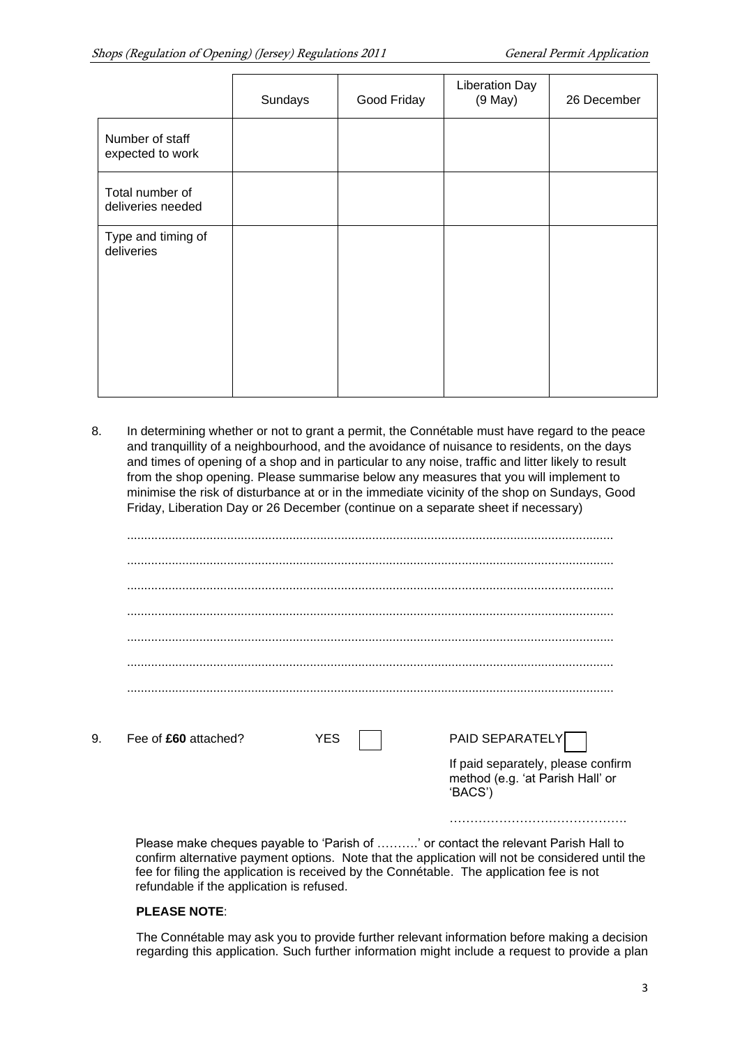| | Sundays | Good Friday | Liberation Day (9 May) | 26 December |
|---|---|---|---|---|
| Number of staff expected to work | | | | |
| Total number of deliveries needed | | | | |
| Type and timing of deliveries | | | | |

8. In determining whether or not to grant a permit, the Connétable must have regard to the peace and tranquillity of a neighbourhood, and the avoidance of nuisance to residents, on the days and times of opening of a shop and in particular to any noise, traffic and litter likely to result from the shop opening. Please summarise below any measures that you will implement to minimise the risk of disturbance at or in the immediate vicinity of the shop on Sundays, Good Friday, Liberation Day or 26 December (continue on a separate sheet if necessary)

..........................................................................................................................................

..........................................................................................................................................

..........................................................................................................................................

..........................................................................................................................................

..........................................................................................................................................

..........................................................................................................................................

..........................................................................................................................................

9. Fee of **£60** attached? YES ☐ PAID SEPARATELY ☐

If paid separately, please confirm method (e.g. 'at Parish Hall' or 'BACS')

…………………………………….

Please make cheques payable to 'Parish of ……….' or contact the relevant Parish Hall to confirm alternative payment options. Note that the application will not be considered until the fee for filing the application is received by the Connétable. The application fee is not refundable if the application is refused.

**PLEASE NOTE**:

The Connétable may ask you to provide further relevant information before making a decision regarding this application. Such further information might include a request to provide a plan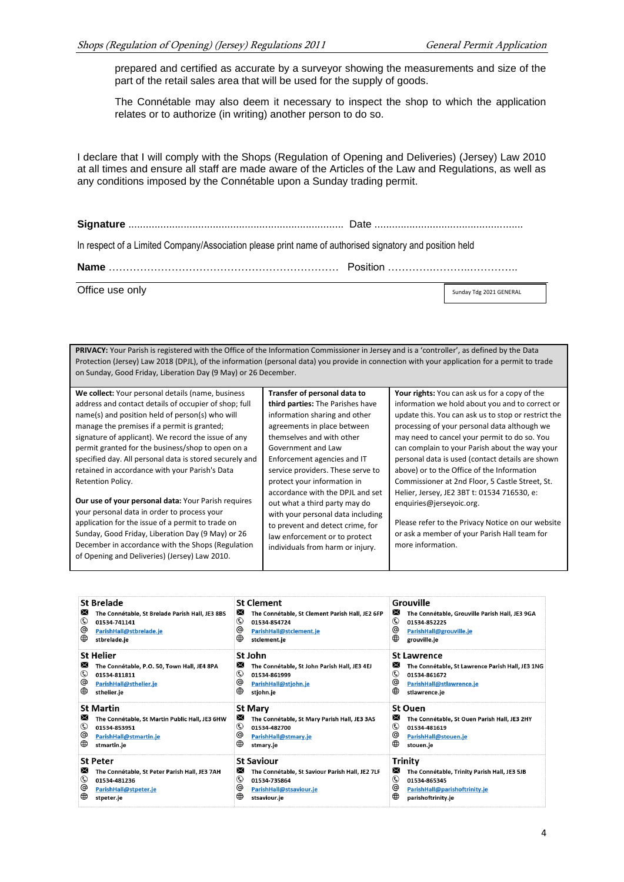prepared and certified as accurate by a surveyor showing the measurements and size of the part of the retail sales area that will be used for the supply of goods.

The Connétable may also deem it necessary to inspect the shop to which the application relates or to authorize (in writing) another person to do so.

I declare that I will comply with the Shops (Regulation of Opening and Deliveries) (Jersey) Law 2010 at all times and ensure all staff are made aware of the Articles of the Law and Regulations, as well as any conditions imposed by the Connétable upon a Sunday trading permit.

**Signature** ......................................................................... Date ..................................................

In respect of a Limited Company/Association please print name of authorised signatory and position held

**Name** ……………………………………………………… Position …………….……….……….

Office use only

Sunday Tdg 2021 GENERAL

**PRIVACY:** Your Parish is registered with the Office of the Information Commissioner in Jersey and is a 'controller', as defined by the Data Protection (Jersey) Law 2018 (DPJL), of the information (personal data) you provide in connection with your application for a permit to trade on Sunday, Good Friday, Liberation Day (9 May) or 26 December.

**We collect:** Your personal details (name, business address and contact details of occupier of shop; full name(s) and position held of person(s) who will manage the premises if a permit is granted; signature of applicant). We record the issue of any permit granted for the business/shop to open on a specified day. All personal data is stored securely and retained in accordance with your Parish's Data Retention Policy.

**Our use of your personal data:** Your Parish requires your personal data in order to process your application for the issue of a permit to trade on Sunday, Good Friday, Liberation Day (9 May) or 26 December in accordance with the Shops (Regulation of Opening and Deliveries) (Jersey) Law 2010.

**Transfer of personal data to third parties:** The Parishes have information sharing and other agreements in place between themselves and with other Government and Law Enforcement agencies and IT service providers. These serve to protect your information in accordance with the DPJL and set out what a third party may do with your personal data including to prevent and detect crime, for law enforcement or to protect individuals from harm or injury.

**Your rights:** You can ask us for a copy of the information we hold about you and to correct or update this. You can ask us to stop or restrict the processing of your personal data although we may need to cancel your permit to do so. You can complain to your Parish about the way your personal data is used (contact details are shown above) or to the Office of the Information Commissioner at 2nd Floor, 5 Castle Street, St. Helier, Jersey, JE2 3BT t: 01534 716530, e: enquiries@jerseyoic.org.

Please refer to the Privacy Notice on our website or ask a member of your Parish Hall team for more information.

| | | |
|---|---|---|
| **St Brelade**<br>The Connétable, St Brelade Parish Hall, JE3 8BS<br>01534-741141<br>ParishHall@stbrelade.je<br>stbrelade.je | **St Clement**<br>The Connétable, St Clement Parish Hall, JE2 6FP<br>01534-854724<br>ParishHall@stclement.je<br>stclement.je | **Grouville**<br>The Connétable, Grouville Parish Hall, JE3 9GA<br>01534-852225<br>ParishHall@grouville.je<br>grouville.je |
| **St Helier**<br>The Connétable, P.O. 50, Town Hall, JE4 8PA<br>01534-811811<br>ParishHall@sthelier.je<br>sthelier.je | **St John**<br>The Connétable, St John Parish Hall, JE3 4EJ<br>01534-861999<br>ParishHall@stjohn.je<br>stjohn.je | **St Lawrence**<br>The Connétable, St Lawrence Parish Hall, JE3 1NG<br>01534-861672<br>ParishHall@stlawrence.je<br>stlawrence.je |
| **St Martin**<br>The Connétable, St Martin Public Hall, JE3 6HW<br>01534-853951<br>ParishHall@stmartin.je<br>stmartin.je | **St Mary**<br>The Connétable, St Mary Parish Hall, JE3 3AS<br>01534-482700<br>ParishHall@stmary.je<br>stmary.je | **St Ouen**<br>The Connétable, St Ouen Parish Hall, JE3 2HY<br>01534-481619<br>ParishHall@stouen.je<br>stouen.je |
| **St Peter**<br>The Connétable, St Peter Parish Hall, JE3 7AH<br>01534-481236<br>ParishHall@stpeter.je<br>stpeter.je | **St Saviour**<br>The Connétable, St Saviour Parish Hall, JE2 7LF<br>01534-735864<br>ParishHall@stsaviour.je<br>stsaviour.je | **Trinity**<br>The Connétable, Trinity Parish Hall, JE3 5JB<br>01534-865345<br>ParishHall@parishoftrinity.je<br>parishoftrinity.je |